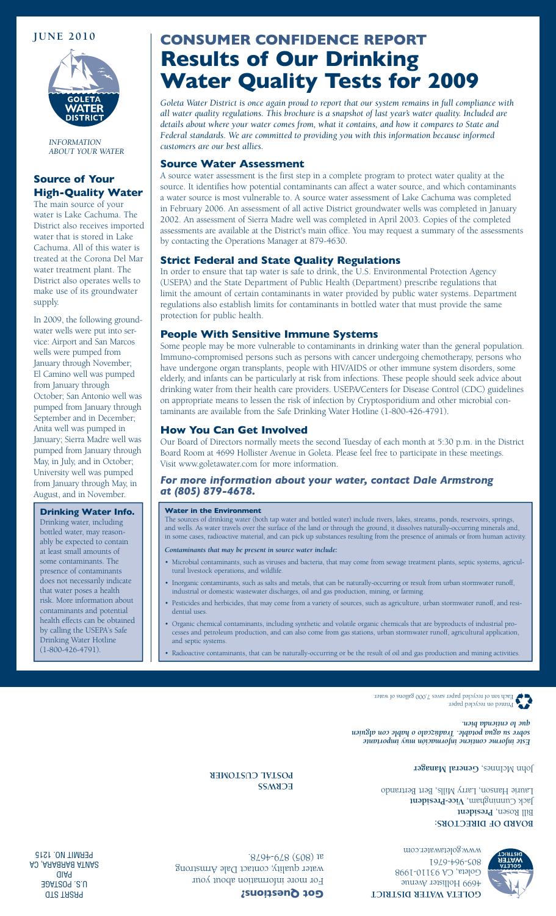**JUNE 2010**

GOLETA WATER DISTRICT

*INFORMATION ABOUT YOUR WATER*

# CONSUMER CONFIDENCE REPORT

# Results of Our Drinking Water Quality Tests for 2009

*Goleta Water District is once again proud to report that our system remains in full compliance with all water quality regulations. This brochure is a snapshot of last year's water quality. Included are details about where your water comes from, what it contains, and how it compares to State and Federal standards. We are committed to providing you with this information because informed customers are our best allies.*

## Source of Your High-Quality Water

The main source of your water is Lake Cachuma. The District also receives imported water that is stored in Lake Cachuma. All of this water is treated at the Corona Del Mar water treatment plant. The District also operates wells to make use of its groundwater supply.

In 2009, the following groundwater wells were put into service: Airport and San Marcos wells were pumped from January through November; El Camino well was pumped from January through October; San Antonio well was pumped from January through September and in December; Anita well was pumped in January; Sierra Madre well was pumped from January through May, in July, and in October; University well was pumped from January through May, in August, and in November.

### Drinking Water Info.

Drinking water, including bottled water, may reasonably be expected to contain at least small amounts of some contaminants. The presence of contaminants does not necessarily indicate that water poses a health risk. More information about contaminants and potential health effects can be obtained by calling the USEPA's Safe Drinking Water Hotline (1-800-426-4791).

## Source Water Assessment

A source water assessment is the first step in a complete program to protect water quality at the source. It identifies how potential contaminants can affect a water source, and which contaminants a water source is most vulnerable to. A source water assessment of Lake Cachuma was completed in February 2006. An assessment of all active District groundwater wells was completed in January 2002. An assessment of Sierra Madre well was completed in April 2003. Copies of the completed assessments are available at the District's main office. You may request a summary of the assessments by contacting the Operations Manager at 879-4630.

## Strict Federal and State Quality Regulations

In order to ensure that tap water is safe to drink, the U.S. Environmental Protection Agency (USEPA) and the State Department of Public Health (Department) prescribe regulations that limit the amount of certain contaminants in water provided by public water systems. Department regulations also establish limits for contaminants in bottled water that must provide the same protection for public health.

## People With Sensitive Immune Systems

Some people may be more vulnerable to contaminants in drinking water than the general population. Immuno-compromised persons such as persons with cancer undergoing chemotherapy, persons who have undergone organ transplants, people with HIV/AIDS or other immune system disorders, some elderly, and infants can be particularly at risk from infections. These people should seek advice about drinking water from their health care providers. USEPA/Centers for Disease Control (CDC) guidelines on appropriate means to lessen the risk of infection by Cryptosporidium and other microbial contaminants are available from the Safe Drinking Water Hotline (1-800-426-4791).

## How You Can Get Involved

Our Board of Directors normally meets the second Tuesday of each month at 5:30 p.m. in the District Board Room at 4699 Hollister Avenue in Goleta. Please feel free to participate in these meetings. Visit www.goletawater.com for more information.

### *For more information about your water, contact Dale Armstrong at (805) 879-4678.*

#### Water in the Environment

The sources of drinking water (both tap water and bottled water) include rivers, lakes, streams, ponds, reservoirs, springs, and wells. As water travels over the surface of the land or through the ground, it dissolves naturally-occurring minerals and, in some cases, radioactive material, and can pick up substances resulting from the presence of animals or from human activity.

***Contaminants that may be present in source water include:***

- Microbial contaminants, such as viruses and bacteria, that may come from sewage treatment plants, septic systems, agricultural livestock operations, and wildlife.
- Inorganic contaminants, such as salts and metals, that can be naturally-occurring or result from urban stormwater runoff, industrial or domestic wastewater discharges, oil and gas production, mining, or farming.
- Pesticides and herbicides, that may come from a variety of sources, such as agriculture, urban stormwater runoff, and residential uses.
- Organic chemical contaminants, including synthetic and volatile organic chemicals that are byproducts of industrial processes and petroleum production, and can also come from gas stations, urban stormwater runoff, agricultural application, and septic systems.
- Radioactive contaminants, that can be naturally-occurring or be the result of oil and gas production and mining activities.

---

**GOLETA WATER DISTRICT**
4699 Hollister Avenue
Goleta, CA 93110-1998
805-964-6761
www.goletawater.com

**BOARD OF DIRECTORS:**
Bill Rosen, **President**
Jack Cunningham, **Vice-President**
Laurie Hanson, Larry Mills, Bert Bertrando

John McInnes, **General Manager**

***Este informe contiene información muy importante sobre su agua potable. Tradúzcalo o hable con alguien que lo entienda bien.***

Printed on recycled paper.
Each ton of recycled paper saves 7,000 gallons of water.

**Got Questions?**
For more information about your water quality, contact Dale Armstrong at (805) 879-4678.

**ECRWSS**
**POSTAL CUSTOMER**

PRSRT STD
U.S. POSTAGE
PAID
SANTA BARBARA, CA
PERMIT NO. 1215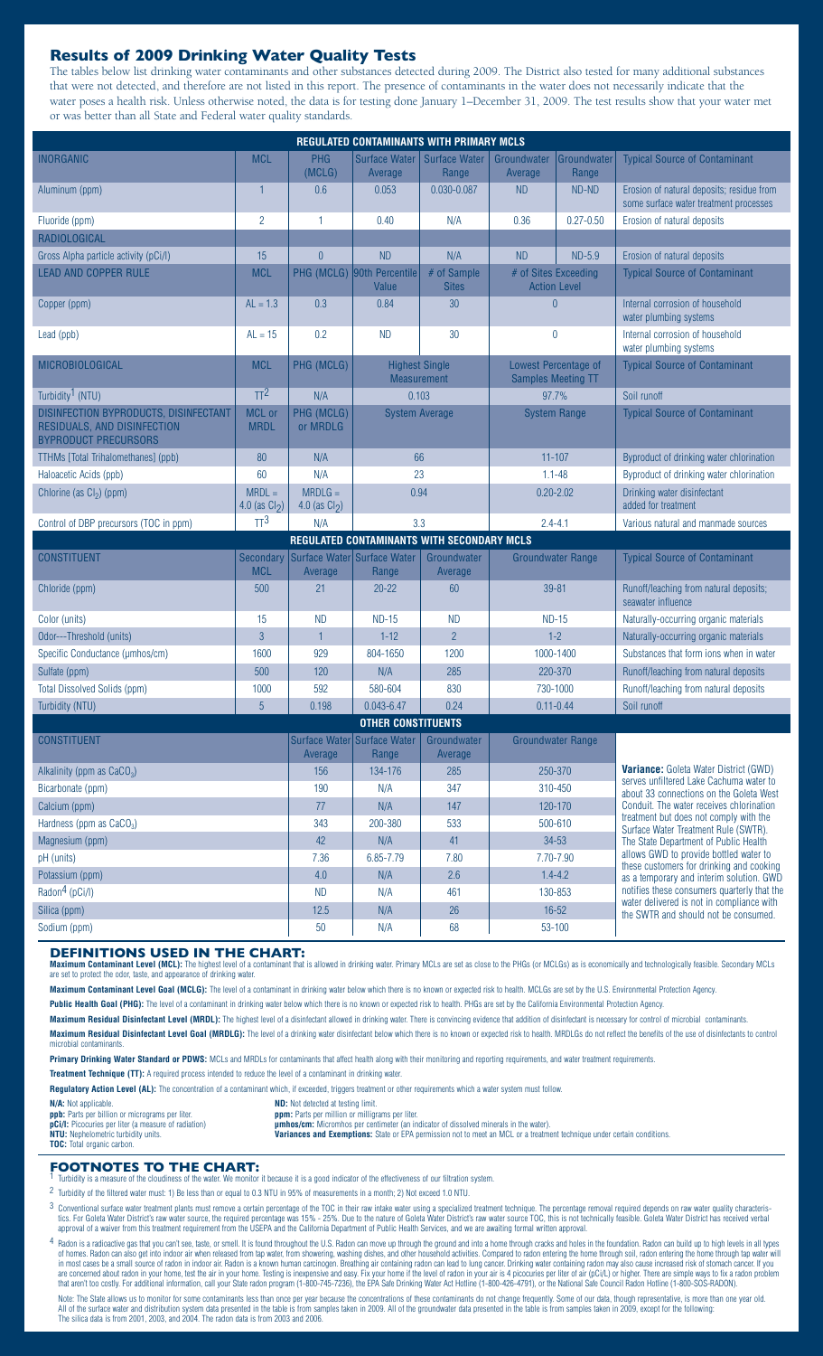## Results of 2009 Drinking Water Quality Tests

The tables below list drinking water contaminants and other substances detected during 2009. The District also tested for many additional substances that were not detected, and therefore are not listed in this report. The presence of contaminants in the water does not necessarily indicate that the water poses a health risk. Unless otherwise noted, the data is for testing done January 1–December 31, 2009. The test results show that your water met or was better than all State and Federal water quality standards.

| REGULATED CONTAMINANTS WITH PRIMARY MCLS | | | | | | | |
|---|---|---|---|---|---|---|---|
| INORGANIC | MCL | PHG (MCLG) | Surface Water Average | Surface Water Range | Groundwater Average | Groundwater Range | Typical Source of Contaminant |
| Aluminum (ppm) | 1 | 0.6 | 0.053 | 0.030-0.087 | ND | ND-ND | Erosion of natural deposits; residue from some surface water treatment processes |
| Fluoride (ppm) | 2 | 1 | 0.40 | N/A | 0.36 | 0.27-0.50 | Erosion of natural deposits |
| RADIOLOGICAL | | | | | | | |
| Gross Alpha particle activity (pCi/l) | 15 | 0 | ND | N/A | ND | ND-5.9 | Erosion of natural deposits |
| LEAD AND COPPER RULE | MCL | PHG (MCLG) | 90th Percentile Value | # of Sample Sites | # of Sites Exceeding Action Level | | Typical Source of Contaminant |
| Copper (ppm) | AL = 1.3 | 0.3 | 0.84 | 30 | 0 | | Internal corrosion of household water plumbing systems |
| Lead (ppb) | AL = 15 | 0.2 | ND | 30 | 0 | | Internal corrosion of household water plumbing systems |
| MICROBIOLOGICAL | MCL | PHG (MCLG) | Highest Single Measurement | | Lowest Percentage of Samples Meeting TT | | Typical Source of Contaminant |
| Turbidity[1] (NTU) | TT[2] | N/A | 0.103 | | 97.7% | | Soil runoff |
| DISINFECTION BYPRODUCTS, DISINFECTANT RESIDUALS, AND DISINFECTION BYPRODUCT PRECURSORS | MCL or MRDL | PHG (MCLG) or MRDLG | System Average | | System Range | | Typical Source of Contaminant |
| TTHMs [Total Trihalomethanes] (ppb) | 80 | N/A | 66 | | 11-107 | | Byproduct of drinking water chlorination |
| Haloacetic Acids (ppb) | 60 | N/A | 23 | | 1.1-48 | | Byproduct of drinking water chlorination |
| Chlorine (as $Cl_2$) (ppm) | MRDL = 4.0 (as $Cl_2$) | MRDLG = 4.0 (as $Cl_2$) | 0.94 | | 0.20-2.02 | | Drinking water disinfectant added for treatment |
| Control of DBP precursors (TOC in ppm) | TT[3] | N/A | 3.3 | | 2.4-4.1 | | Various natural and manmade sources |

| REGULATED CONTAMINANTS WITH SECONDARY MCLS | | | | | | |
|---|---|---|---|---|---|---|
| CONSTITUENT | Secondary MCL | Surface Water Average | Surface Water Range | Groundwater Average | Groundwater Range | Typical Source of Contaminant |
| Chloride (ppm) | 500 | 21 | 20-22 | 60 | 39-81 | Runoff/leaching from natural deposits; seawater influence |
| Color (units) | 15 | ND | ND-15 | ND | ND-15 | Naturally-occurring organic materials |
| Odor---Threshold (units) | 3 | 1 | 1-12 | 2 | 1-2 | Naturally-occurring organic materials |
| Specific Conductance (µmhos/cm) | 1600 | 929 | 804-1650 | 1200 | 1000-1400 | Substances that form ions when in water |
| Sulfate (ppm) | 500 | 120 | N/A | 285 | 220-370 | Runoff/leaching from natural deposits |
| Total Dissolved Solids (ppm) | 1000 | 592 | 580-604 | 830 | 730-1000 | Runoff/leaching from natural deposits |
| Turbidity (NTU) | 5 | 0.198 | 0.043-6.47 | 0.24 | 0.11-0.44 | Soil runoff |

| OTHER CONSTITUENTS | | | | |
|---|---|---|---|---|
| CONSTITUENT | Surface Water Average | Surface Water Range | Groundwater Average | Groundwater Range |
| Alkalinity (ppm as $CaCO_3$) | 156 | 134-176 | 285 | 250-370 |
| Bicarbonate (ppm) | 190 | N/A | 347 | 310-450 |
| Calcium (ppm) | 77 | N/A | 147 | 120-170 |
| Hardness (ppm as $CaCO_3$) | 343 | 200-380 | 533 | 500-610 |
| Magnesium (ppm) | 42 | N/A | 41 | 34-53 |
| pH (units) | 7.36 | 6.85-7.79 | 7.80 | 7.70-7.90 |
| Potassium (ppm) | 4.0 | N/A | 2.6 | 1.4-4.2 |
| Radon[4] (pCi/l) | ND | N/A | 461 | 130-853 |
| Silica (ppm) | 12.5 | N/A | 26 | 16-52 |
| Sodium (ppm) | 50 | N/A | 68 | 53-100 |

**Variance:** Goleta Water District (GWD) serves unfiltered Lake Cachuma water to about 33 connections on the Goleta West Conduit. The water receives chlorination treatment but does not comply with the Surface Water Treatment Rule (SWTR). The State Department of Public Health allows GWD to provide bottled water to these customers for drinking and cooking as a temporary and interim solution. GWD notifies these consumers quarterly that the water delivered is not in compliance with the SWTR and should not be consumed.

## DEFINITIONS USED IN THE CHART:

**Maximum Contaminant Level (MCL):** The highest level of a contaminant that is allowed in drinking water. Primary MCLs are set as close to the PHGs (or MCLGs) as is economically and technologically feasible. Secondary MCLs are set to protect the odor, taste, and appearance of drinking water.

**Maximum Contaminant Level Goal (MCLG):** The level of a contaminant in drinking water below which there is no known or expected risk to health. MCLGs are set by the U.S. Environmental Protection Agency.

**Public Health Goal (PHG):** The level of a contaminant in drinking water below which there is no known or expected risk to health. PHGs are set by the California Environmental Protection Agency.

**Maximum Residual Disinfectant Level (MRDL):** The highest level of a disinfectant allowed in drinking water. There is convincing evidence that addition of disinfectant is necessary for control of microbial contaminants.

**Maximum Residual Disinfectant Level Goal (MRDLG):** The level of a drinking water disinfectant below which there is no known or expected risk to health. MRDLGs do not reflect the benefits of the use of disinfectants to control microbial contaminants.

**Primary Drinking Water Standard or PDWS:** MCLs and MRDLs for contaminants that affect health along with their monitoring and reporting requirements, and water treatment requirements.

**Treatment Technique (TT):** A required process intended to reduce the level of a contaminant in drinking water.

**Regulatory Action Level (AL):** The concentration of a contaminant which, if exceeded, triggers treatment or other requirements which a water system must follow.

**N/A:** Not applicable.
**ppb:** Parts per billion or micrograms per liter.
**pCi/l:** Picocuries per liter (a measure of radiation)
**NTU:** Nephelometric turbidity units.
**TOC:** Total organic carbon.
**ND:** Not detected at testing limit.
**ppm:** Parts per million or milligrams per liter.
**µmhos/cm:** Micromhos per centimeter (an indicator of dissolved minerals in the water).
**Variances and Exemptions:** State or EPA permission not to meet an MCL or a treatment technique under certain conditions.

## FOOTNOTES TO THE CHART:

[1] Turbidity is a measure of the cloudiness of the water. We monitor it because it is a good indicator of the effectiveness of our filtration system.

[2] Turbidity of the filtered water must: 1) Be less than or equal to 0.3 NTU in 95% of measurements in a month; 2) Not exceed 1.0 NTU.

[3] Conventional surface water treatment plants must remove a certain percentage of the TOC in their raw intake water using a specialized treatment technique. The percentage removal required depends on raw water quality characteristics. For Goleta Water District's raw water source, the required percentage was 15% - 25%. Due to the nature of Goleta Water District's raw water source TOC, this is not technically feasible. Goleta Water District has received verbal approval of a waiver from this treatment requirement from the USEPA and the California Department of Public Health Services, and we are awaiting formal written approval.

[4] Radon is a radioactive gas that you can't see, taste, or smell. It is found throughout the U.S. Radon can move up through the ground and into a home through cracks and holes in the foundation. Radon can build up to high levels in all types of homes. Radon can also get into indoor air when released from tap water, from showering, washing dishes, and other household activities. Compared to radon entering the home through soil, radon entering the home through tap water will in most cases be a small source of radon in indoor air. Radon is a known human carcinogen. Breathing air containing radon can lead to lung cancer. Drinking water containing radon may also cause increased risk of stomach cancer. If you are concerned about radon in your home, test the air in your home. Testing is inexpensive and easy. Fix your home if the level of radon in your air is 4 picocuries per liter of air (pCi/L) or higher. There are simple ways to fix a radon problem that aren't too costly. For additional information, call your State radon program (1-800-745-7236), the EPA Safe Drinking Water Act Hotline (1-800-426-4791), or the National Safe Council Radon Hotline (1-800-SOS-RADON).

Note: The State allows us to monitor for some contaminants less than once per year because the concentrations of these contaminants do not change frequently. Some of our data, though representative, is more than one year old. All of the surface water and distribution system data presented in the table is from samples taken in 2009. All of the groundwater data presented in the table is from samples taken in 2009, except for the following: The silica data is from 2001, 2003, and 2004. The radon data is from 2003 and 2006.